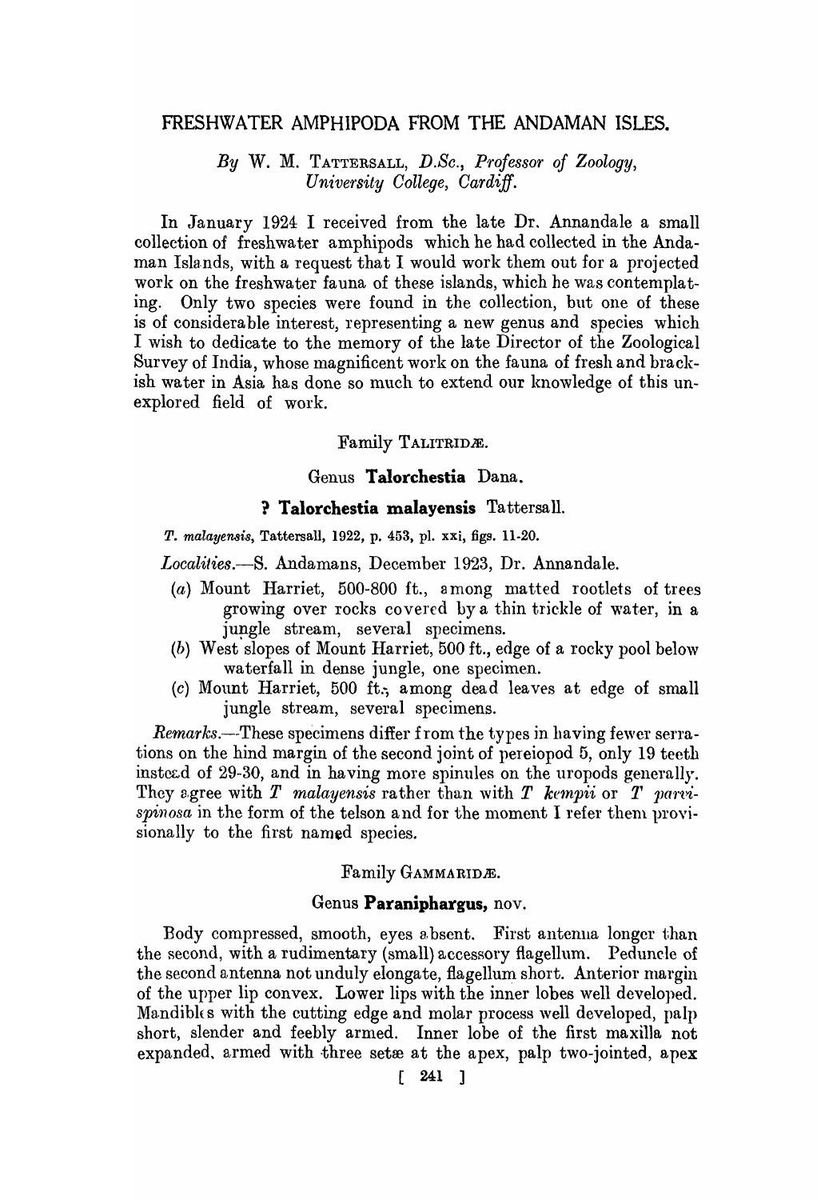# FRESHWATER AMPHIPODA FROM THE ANDAMAN ISLES.

*By* W. M. TATTERSALL, *D.Sc., Professor of Zoology, University College, Cardiff.*

In January 1924 I received from the late Dr. Annandale a small collection of freshwater amphipods which he had collected in the Andaman Islands, with a request that I would work them out for a projected work on the freshwater fauna of these islands, which he was contemplating. Only two species were found in the collection, but one of these is of considerable interest, representing a new genus and species which I wish to dedicate to the memory of the late Director of the Zoological Survey of India, whose magnificent work on the fauna of fresh and brackish water in Asia has done so much to extend our knowledge of this unexplored field of work.

## Family TALITRIDÆ.

### Genus **Talorchestia** Dana.

#### ? **Talorchestia malayensis** Tattersall.

*T. malayensis*, Tattersall, 1922, p. 453, pl. xxi, figs. 11-20.

*Localities.*—S. Andamans, December 1923, Dr. Annandale.

(*a*) Mount Harriet, 500-800 ft., among matted rootlets of trees growing over rocks covered by a thin trickle of water, in a jungle stream, several specimens.

(*b*) West slopes of Mount Harriet, 500 ft., edge of a rocky pool below waterfall in dense jungle, one specimen.

(*c*) Mount Harriet, 500 ft., among dead leaves at edge of small jungle stream, several specimens.

*Remarks.*—These specimens differ from the types in having fewer serrations on the hind margin of the second joint of pereiopod 5, only 19 teeth instead of 29-30, and in having more spinules on the uropods generally. They agree with *T malayensis* rather than with *T kempii* or *T parvispinosa* in the form of the telson and for the moment I refer them provisionally to the first named species.

## Family GAMMARIDÆ.

### Genus **Paraniphargus,** nov.

Body compressed, smooth, eyes absent. First antenna longer than the second, with a rudimentary (small) accessory flagellum. Peduncle of the second antenna not unduly elongate, flagellum short. Anterior margin of the upper lip convex. Lower lips with the inner lobes well developed. Mandibles with the cutting edge and molar process well developed, palp short, slender and feebly armed. Inner lobe of the first maxilla not expanded, armed with three setæ at the apex, palp two-jointed, apex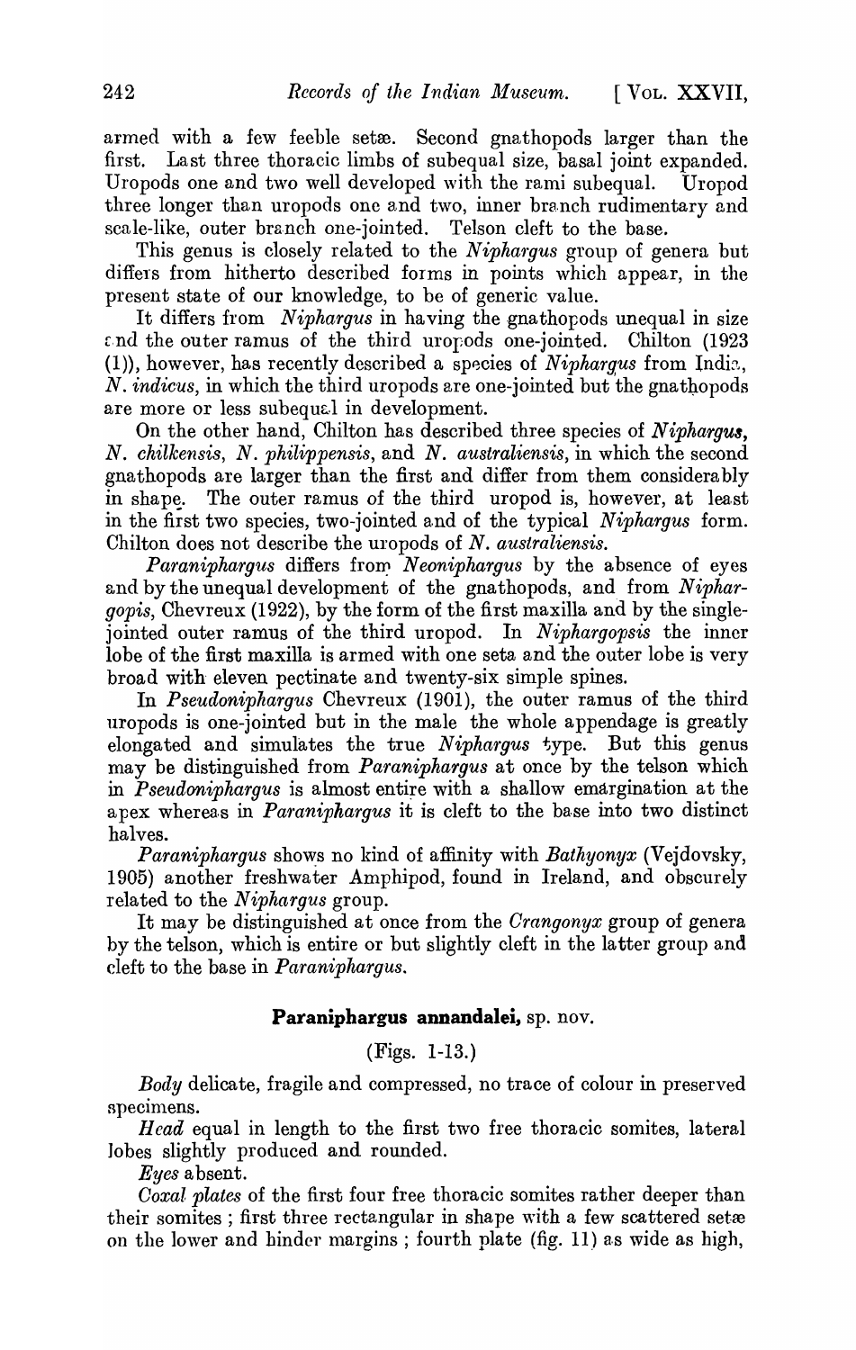armed with a few feeble setæ. Second gnathopods larger than the first. Last three thoracic limbs of subequal size, basal joint expanded. Uropods one and two well developed with the rami subequal. Uropod three longer than uropods one and two, inner branch rudimentary and scale-like, outer branch one-jointed. Telson cleft to the base.

This genus is closely related to the *Niphargus* group of genera but differs from hitherto described forms in points which appear, in the present state of our knowledge, to be of generic value.

It differs from *Niphargus* in having the gnathopods unequal in size and the outer ramus of the third uropods one-jointed. Chilton (1923 (1)), however, has recently described a species of *Niphargus* from India, *N. indicus*, in which the third uropods are one-jointed but the gnathopods are more or less subequal in development.

On the other hand, Chilton has described three species of *Niphargus*, *N. chilkensis*, *N. philippensis*, and *N. australiensis*, in which the second gnathopods are larger than the first and differ from them considerably in shape. The outer ramus of the third uropod is, however, at least in the first two species, two-jointed and of the typical *Niphargus* form. Chilton does not describe the uropods of *N. australiensis*.

*Paraniphargus* differs from *Neoniphargus* by the absence of eyes and by the unequal development of the gnathopods, and from *Niphargopis*, Chevreux (1922), by the form of the first maxilla and by the single-jointed outer ramus of the third uropod. In *Niphargopsis* the inner lobe of the first maxilla is armed with one seta and the outer lobe is very broad with eleven pectinate and twenty-six simple spines.

In *Pseudoniphargus* Chevreux (1901), the outer ramus of the third uropods is one-jointed but in the male the whole appendage is greatly elongated and simulates the true *Niphargus* type. But this genus may be distinguished from *Paraniphargus* at once by the telson which in *Pseudoniphargus* is almost entire with a shallow emargination at the apex whereas in *Paraniphargus* it is cleft to the base into two distinct halves.

*Paraniphargus* shows no kind of affinity with *Bathyonyx* (Vejdovsky, 1905) another freshwater Amphipod, found in Ireland, and obscurely related to the *Niphargus* group.

It may be distinguished at once from the *Crangonyx* group of genera by the telson, which is entire or but slightly cleft in the latter group and cleft to the base in *Paraniphargus*.

## **Paraniphargus annandalei**, sp. nov.

(Figs. 1-13.)

*Body* delicate, fragile and compressed, no trace of colour in preserved specimens.

*Head* equal in length to the first two free thoracic somites, lateral lobes slightly produced and rounded.

*Eyes* absent.

*Coxal plates* of the first four free thoracic somites rather deeper than their somites ; first three rectangular in shape with a few scattered setæ on the lower and hinder margins ; fourth plate (fig. 11) as wide as high,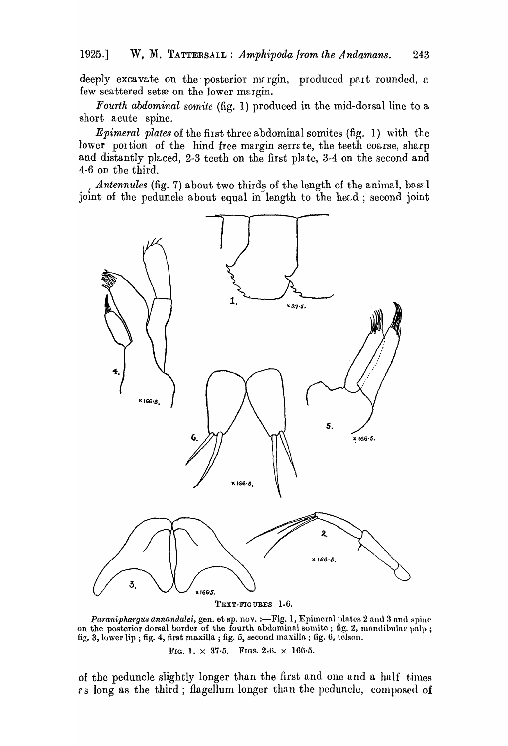deeply excavate on the posterior margin, produced part rounded, a few scattered setæ on the lower margin.

*Fourth abdominal somite* (fig. 1) produced in the mid-dorsal line to a short acute spine.

*Epimeral plates* of the first three abdominal somites (fig. 1) with the lower portion of the hind free margin serrate, the teeth coarse, sharp and distantly placed, 2-3 teeth on the first plate, 3-4 on the second and 4-6 on the third.

*Antennules* (fig. 7) about two thirds of the length of the animal, basal joint of the peduncle about equal in length to the head; second joint

TEXT-FIGURES 1-6.

*Paraniphargus annandalei*, gen. et sp. nov. :—Fig. 1, Epimeral plates 2 and 3 and spine on the posterior dorsal border of the fourth abdominal somite; fig. 2, mandibular palp; fig. 3, lower lip; fig. 4, first maxilla; fig. 5, second maxilla; fig. 6, telson.

FIG. 1. × 37·5. FIGS. 2-6. × 166·5.

of the peduncle slightly longer than the first and one and a half times as long as the third; flagellum longer than the peduncle, composed of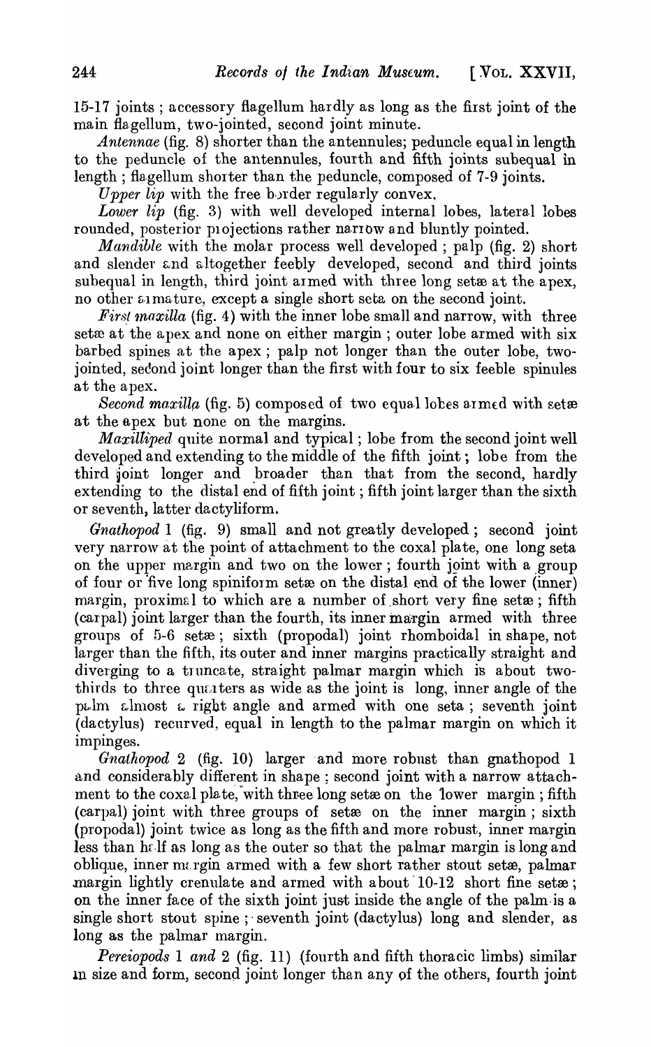15-17 joints ; accessory flagellum hardly as long as the first joint of the main flagellum, two-jointed, second joint minute.

*Antennae* (fig. 8) shorter than the antennules; peduncle equal in length to the peduncle of the antennules, fourth and fifth joints subequal in length ; flagellum shorter than the peduncle, composed of 7-9 joints.

*Upper lip* with the free border regularly convex.

*Lower lip* (fig. 3) with well developed internal lobes, lateral lobes rounded, posterior projections rather narrow and bluntly pointed.

*Mandible* with the molar process well developed ; palp (fig. 2) short and slender and altogether feebly developed, second and third joints subequal in length, third joint armed with three long setæ at the apex, no other armature, except a single short seta on the second joint.

*First maxilla* (fig. 4) with the inner lobe small and narrow, with three setæ at the apex and none on either margin ; outer lobe armed with six barbed spines at the apex ; palp not longer than the outer lobe, two-jointed, second joint longer than the first with four to six feeble spinules at the apex.

*Second maxilla* (fig. 5) composed of two equal lobes armed with setæ at the apex but none on the margins.

*Maxilliped* quite normal and typical ; lobe from the second joint well developed and extending to the middle of the fifth joint ; lobe from the third joint longer and broader than that from the second, hardly extending to the distal end of fifth joint ; fifth joint larger than the sixth or seventh, latter dactyliform.

*Gnathopod* 1 (fig. 9) small and not greatly developed ; second joint very narrow at the point of attachment to the coxal plate, one long seta on the upper margin and two on the lower ; fourth joint with a group of four or five long spiniform setæ on the distal end of the lower (inner) margin, proximal to which are a number of short very fine setæ ; fifth (carpal) joint larger than the fourth, its inner margin armed with three groups of 5-6 setæ ; sixth (propodal) joint rhomboidal in shape, not larger than the fifth, its outer and inner margins practically straight and diverging to a truncate, straight palmar margin which is about two-thirds to three quarters as wide as the joint is long, inner angle of the palm almost a right angle and armed with one seta ; seventh joint (dactylus) recurved, equal in length to the palmar margin on which it impinges.

*Gnathopod* 2 (fig. 10) larger and more robust than gnathopod 1 and considerably different in shape ; second joint with a narrow attachment to the coxal plate, with three long setæ on the lower margin ; fifth (carpal) joint with three groups of setæ on the inner margin ; sixth (propodal) joint twice as long as the fifth and more robust, inner margin less than half as long as the outer so that the palmar margin is long and oblique, inner margin armed with a few short rather stout setæ, palmar margin lightly crenulate and armed with about 10-12 short fine setæ ; on the inner face of the sixth joint just inside the angle of the palm is a single short stout spine ; seventh joint (dactylus) long and slender, as long as the palmar margin.

*Pereiopods* 1 *and* 2 (fig. 11) (fourth and fifth thoracic limbs) similar in size and form, second joint longer than any of the others, fourth joint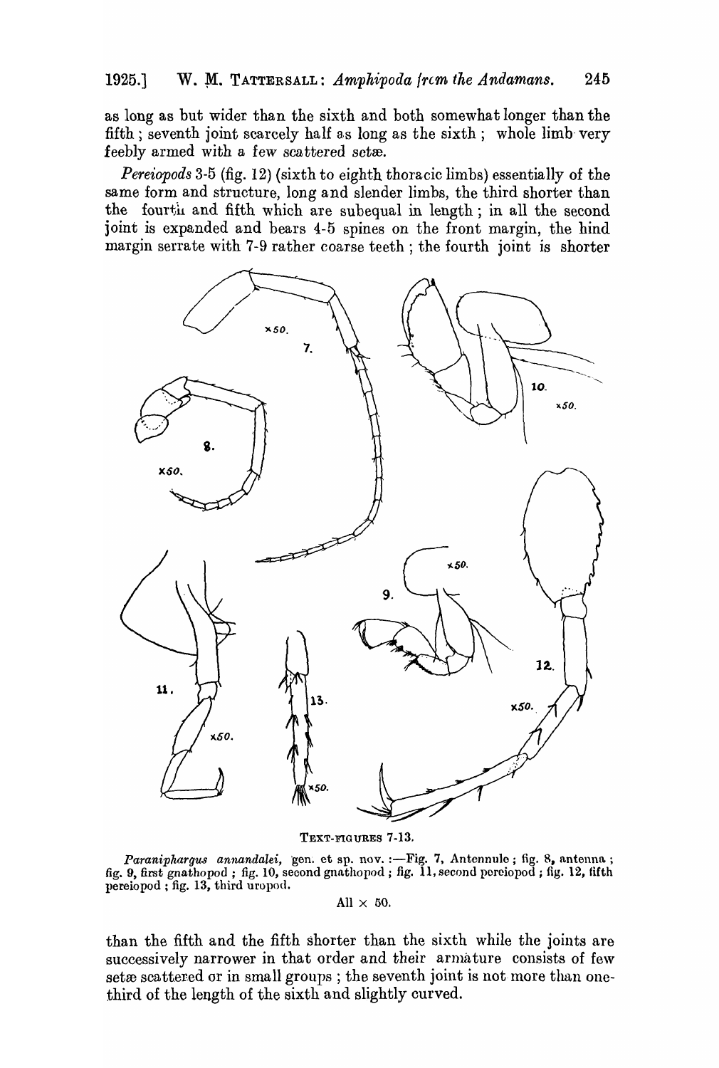as long as but wider than the sixth and both somewhat longer than the fifth; seventh joint scarcely half as long as the sixth; whole limb very feebly armed with a few scattered setæ.

*Pereiopods* 3-5 (fig. 12) (sixth to eighth thoracic limbs) essentially of the same form and structure, long and slender limbs, the third shorter than the fourth and fifth which are subequal in length; in all the second joint is expanded and bears 4-5 spines on the front margin, the hind margin serrate with 7-9 rather coarse teeth; the fourth joint is shorter

TEXT-FIGURES 7-13.

*Paraniphargus annandalei*, gen. et sp. nov.:—Fig. 7, Antennule; fig. 8, antenna; fig. 9, first gnathopod; fig. 10, second gnathopod; fig. 11, second pereiopod; fig. 12, fifth pereiopod; fig. 13, third uropod.

All × 50.

than the fifth and the fifth shorter than the sixth while the joints are successively narrower in that order and their armature consists of few setæ scattered or in small groups; the seventh joint is not more than one-third of the length of the sixth and slightly curved.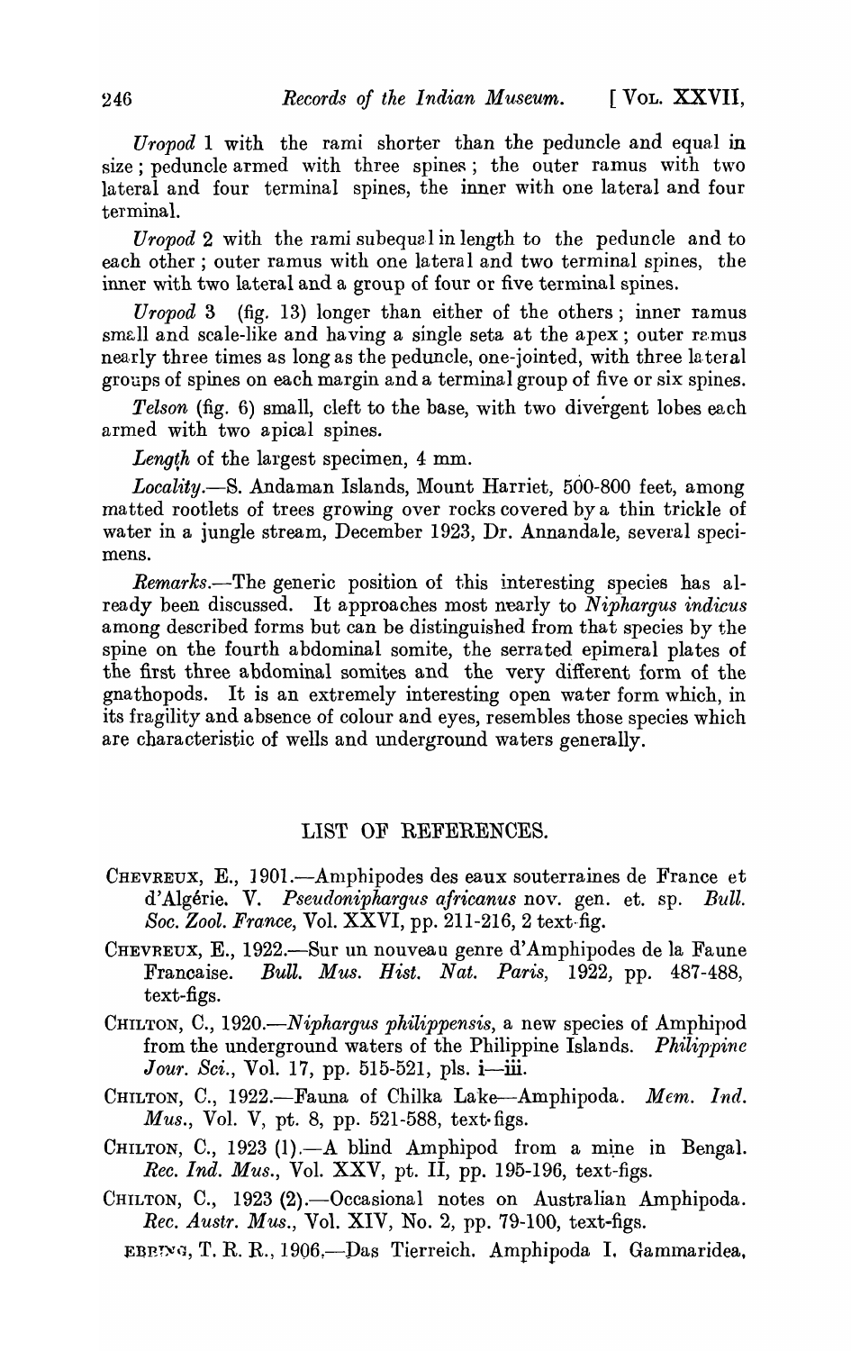*Uropod* 1 with the rami shorter than the peduncle and equal in size; peduncle armed with three spines; the outer ramus with two lateral and four terminal spines, the inner with one lateral and four terminal.

*Uropod* 2 with the rami subequal in length to the peduncle and to each other; outer ramus with one lateral and two terminal spines, the inner with two lateral and a group of four or five terminal spines.

*Uropod* 3 (fig. 13) longer than either of the others; inner ramus small and scale-like and having a single seta at the apex; outer ramus nearly three times as long as the peduncle, one-jointed, with three lateral groups of spines on each margin and a terminal group of five or six spines.

*Telson* (fig. 6) small, cleft to the base, with two divergent lobes each armed with two apical spines.

*Length* of the largest specimen, 4 mm.

*Locality*.—S. Andaman Islands, Mount Harriet, 500-800 feet, among matted rootlets of trees growing over rocks covered by a thin trickle of water in a jungle stream, December 1923, Dr. Annandale, several specimens.

*Remarks*.—The generic position of this interesting species has already been discussed. It approaches most nearly to *Niphargus indicus* among described forms but can be distinguished from that species by the spine on the fourth abdominal somite, the serrated epimeral plates of the first three abdominal somites and the very different form of the gnathopods. It is an extremely interesting open water form which, in its fragility and absence of colour and eyes, resembles those species which are characteristic of wells and underground waters generally.

## LIST OF REFERENCES.

CHEVREUX, E., 1901.—Amphipodes des eaux souterraines de France et d'Algérie. V. *Pseudoniphargus africanus* nov. gen. et. sp. *Bull. Soc. Zool. France*, Vol. XXVI, pp. 211-216, 2 text-fig.

CHEVREUX, E., 1922.—Sur un nouveau genre d'Amphipodes de la Faune Francaise. *Bull. Mus. Hist. Nat. Paris*, 1922, pp. 487-488, text-figs.

CHILTON, C., 1920.—*Niphargus philippensis*, a new species of Amphipod from the underground waters of the Philippine Islands. *Philippine Jour. Sci.*, Vol. 17, pp. 515-521, pls. i—iii.

CHILTON, C., 1922.—Fauna of Chilka Lake—Amphipoda. *Mem. Ind. Mus.*, Vol. V, pt. 8, pp. 521-588, text-figs.

CHILTON, C., 1923 (1).—A blind Amphipod from a mine in Bengal. *Rec. Ind. Mus.*, Vol. XXV, pt. II, pp. 195-196, text-figs.

CHILTON, C., 1923 (2).—Occasional notes on Australian Amphipoda. *Rec. Austr. Mus.*, Vol. XIV, No. 2, pp. 79-100, text-figs.

EBBING, T. R. R., 1906.—Das Tierreich. Amphipoda I. Gammaridea,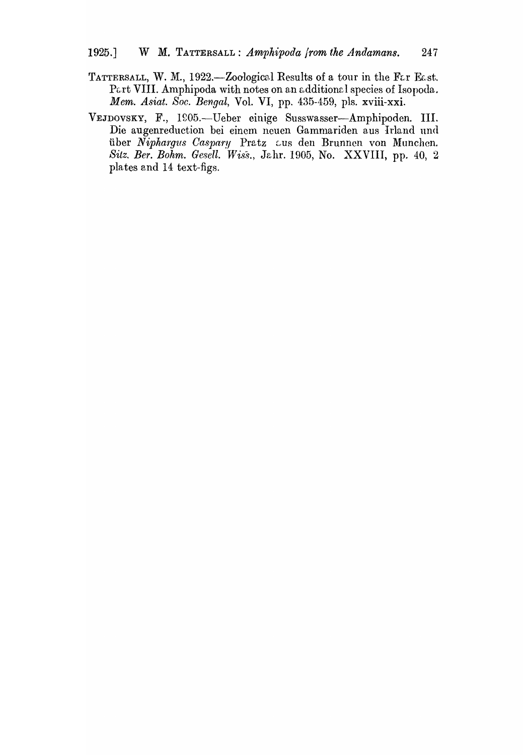TATTERSALL, W. M., 1922.—Zoological Results of a tour in the Far East. Part VIII. Amphipoda with notes on an additional species of Isopoda. *Mem. Asiat. Soc. Bengal*, Vol. VI, pp. 435-459, pls. xviii-xxi.

VEJDOVSKY, F., 1905.—Ueber einige Susswasser—Amphipoden. III. Die augenreduction bei einem neuen Gammariden aus Irland und über *Niphargus Caspary* Pratz aus den Brunnen von Munchen. *Sitz. Ber. Bohm. Gesell. Wiss.*, Jahr. 1905, No. XXVIII, pp. 40, 2 plates and 14 text-figs.